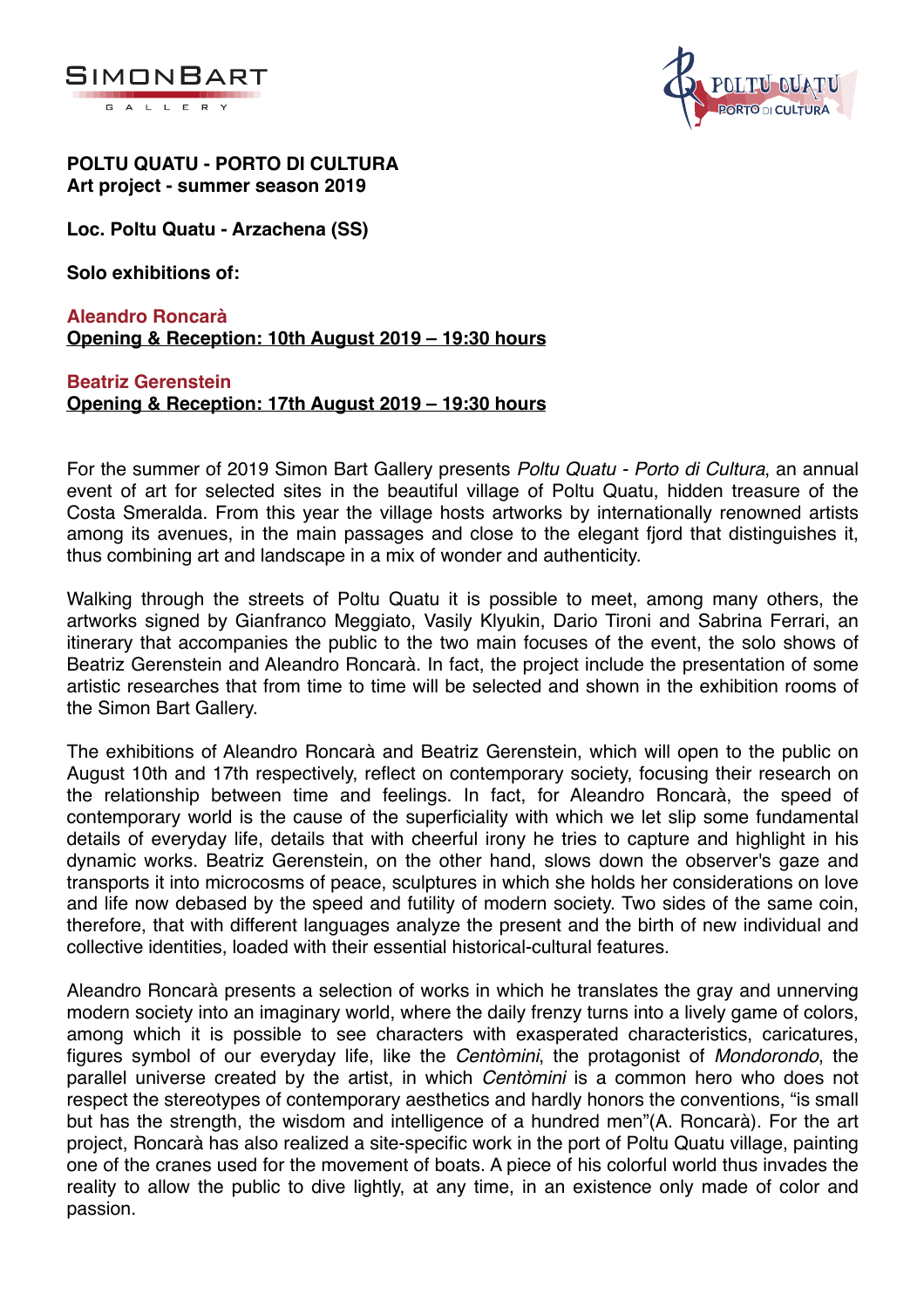**POLTU QUATU - PORTO DI CULTURA**
**Art project - summer season 2019**

**Loc. Poltu Quatu - Arzachena (SS)**

**Solo exhibitions of:**

**Aleandro Roncarà**
**Opening & Reception: 10th August 2019 – 19:30 hours**

**Beatriz Gerenstein**
**Opening & Reception: 17th August 2019 – 19:30 hours**

For the summer of 2019 Simon Bart Gallery presents *Poltu Quatu - Porto di Cultura*, an annual event of art for selected sites in the beautiful village of Poltu Quatu, hidden treasure of the Costa Smeralda. From this year the village hosts artworks by internationally renowned artists among its avenues, in the main passages and close to the elegant fjord that distinguishes it, thus combining art and landscape in a mix of wonder and authenticity.

Walking through the streets of Poltu Quatu it is possible to meet, among many others, the artworks signed by Gianfranco Meggiato, Vasily Klyukin, Dario Tironi and Sabrina Ferrari, an itinerary that accompanies the public to the two main focuses of the event, the solo shows of Beatriz Gerenstein and Aleandro Roncarà. In fact, the project include the presentation of some artistic researches that from time to time will be selected and shown in the exhibition rooms of the Simon Bart Gallery.

The exhibitions of Aleandro Roncarà and Beatriz Gerenstein, which will open to the public on August 10th and 17th respectively, reflect on contemporary society, focusing their research on the relationship between time and feelings. In fact, for Aleandro Roncarà, the speed of contemporary world is the cause of the superficiality with which we let slip some fundamental details of everyday life, details that with cheerful irony he tries to capture and highlight in his dynamic works. Beatriz Gerenstein, on the other hand, slows down the observer's gaze and transports it into microcosms of peace, sculptures in which she holds her considerations on love and life now debased by the speed and futility of modern society. Two sides of the same coin, therefore, that with different languages analyze the present and the birth of new individual and collective identities, loaded with their essential historical-cultural features.

Aleandro Roncarà presents a selection of works in which he translates the gray and unnerving modern society into an imaginary world, where the daily frenzy turns into a lively game of colors, among which it is possible to see characters with exasperated characteristics, caricatures, figures symbol of our everyday life, like the *Centòmini*, the protagonist of *Mondorondo*, the parallel universe created by the artist, in which *Centòmini* is a common hero who does not respect the stereotypes of contemporary aesthetics and hardly honors the conventions, "is small but has the strength, the wisdom and intelligence of a hundred men"(A. Roncarà). For the art project, Roncarà has also realized a site-specific work in the port of Poltu Quatu village, painting one of the cranes used for the movement of boats. A piece of his colorful world thus invades the reality to allow the public to dive lightly, at any time, in an existence only made of color and passion.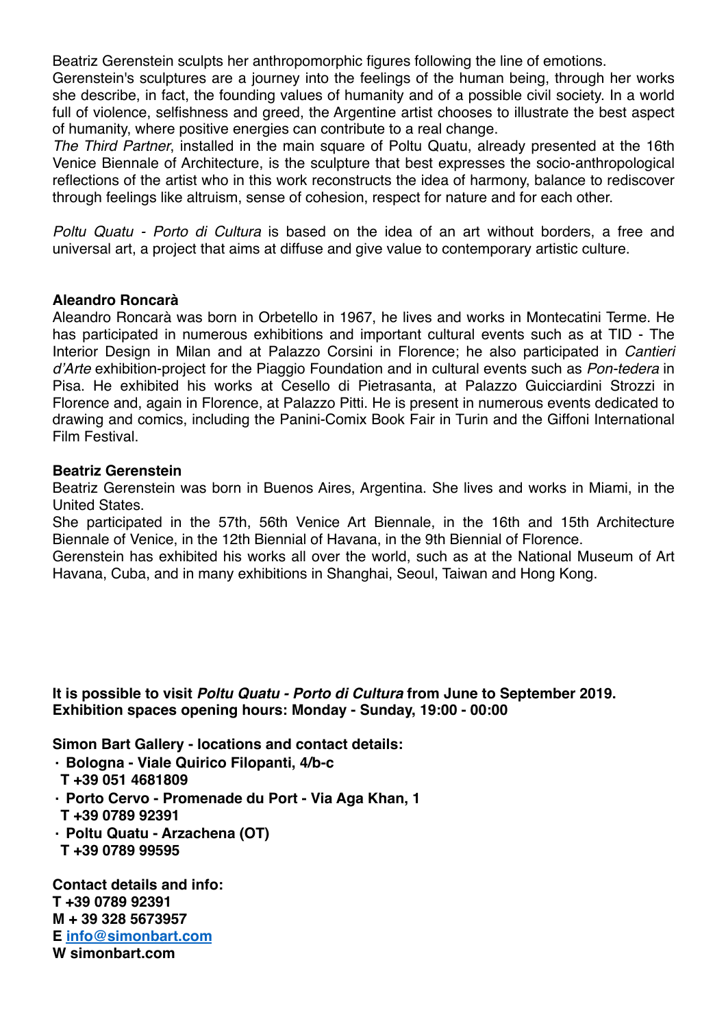Beatriz Gerenstein sculpts her anthropomorphic figures following the line of emotions.
Gerenstein's sculptures are a journey into the feelings of the human being, through her works she describe, in fact, the founding values of humanity and of a possible civil society. In a world full of violence, selfishness and greed, the Argentine artist chooses to illustrate the best aspect of humanity, where positive energies can contribute to a real change.
*The Third Partner*, installed in the main square of Poltu Quatu, already presented at the 16th Venice Biennale of Architecture, is the sculpture that best expresses the socio-anthropological reflections of the artist who in this work reconstructs the idea of harmony, balance to rediscover through feelings like altruism, sense of cohesion, respect for nature and for each other.

*Poltu Quatu - Porto di Cultura* is based on the idea of an art without borders, a free and universal art, a project that aims at diffuse and give value to contemporary artistic culture.

**Aleandro Roncarà**
Aleandro Roncarà was born in Orbetello in 1967, he lives and works in Montecatini Terme. He has participated in numerous exhibitions and important cultural events such as at TID - The Interior Design in Milan and at Palazzo Corsini in Florence; he also participated in *Cantieri d'Arte* exhibition-project for the Piaggio Foundation and in cultural events such as *Pon-tedera* in Pisa. He exhibited his works at Cesello di Pietrasanta, at Palazzo Guicciardini Strozzi in Florence and, again in Florence, at Palazzo Pitti. He is present in numerous events dedicated to drawing and comics, including the Panini-Comix Book Fair in Turin and the Giffoni International Film Festival.

**Beatriz Gerenstein**
Beatriz Gerenstein was born in Buenos Aires, Argentina. She lives and works in Miami, in the United States.
She participated in the 57th, 56th Venice Art Biennale, in the 16th and 15th Architecture Biennale of Venice, in the 12th Biennial of Havana, in the 9th Biennial of Florence.
Gerenstein has exhibited his works all over the world, such as at the National Museum of Art Havana, Cuba, and in many exhibitions in Shanghai, Seoul, Taiwan and Hong Kong.

**It is possible to visit *Poltu Quatu - Porto di Cultura* from June to September 2019.**
**Exhibition spaces opening hours: Monday - Sunday, 19:00 - 00:00**

**Simon Bart Gallery - locations and contact details:**
- **Bologna - Viale Quirico Filopanti, 4/b-c**
  **T +39 051 4681809**
- **Porto Cervo - Promenade du Port - Via Aga Khan, 1**
  **T +39 0789 92391**
- **Poltu Quatu - Arzachena (OT)**
  **T +39 0789 99595**

**Contact details and info:**
**T +39 0789 92391**
**M + 39 328 5673957**
**E info@simonbart.com**
**W simonbart.com**